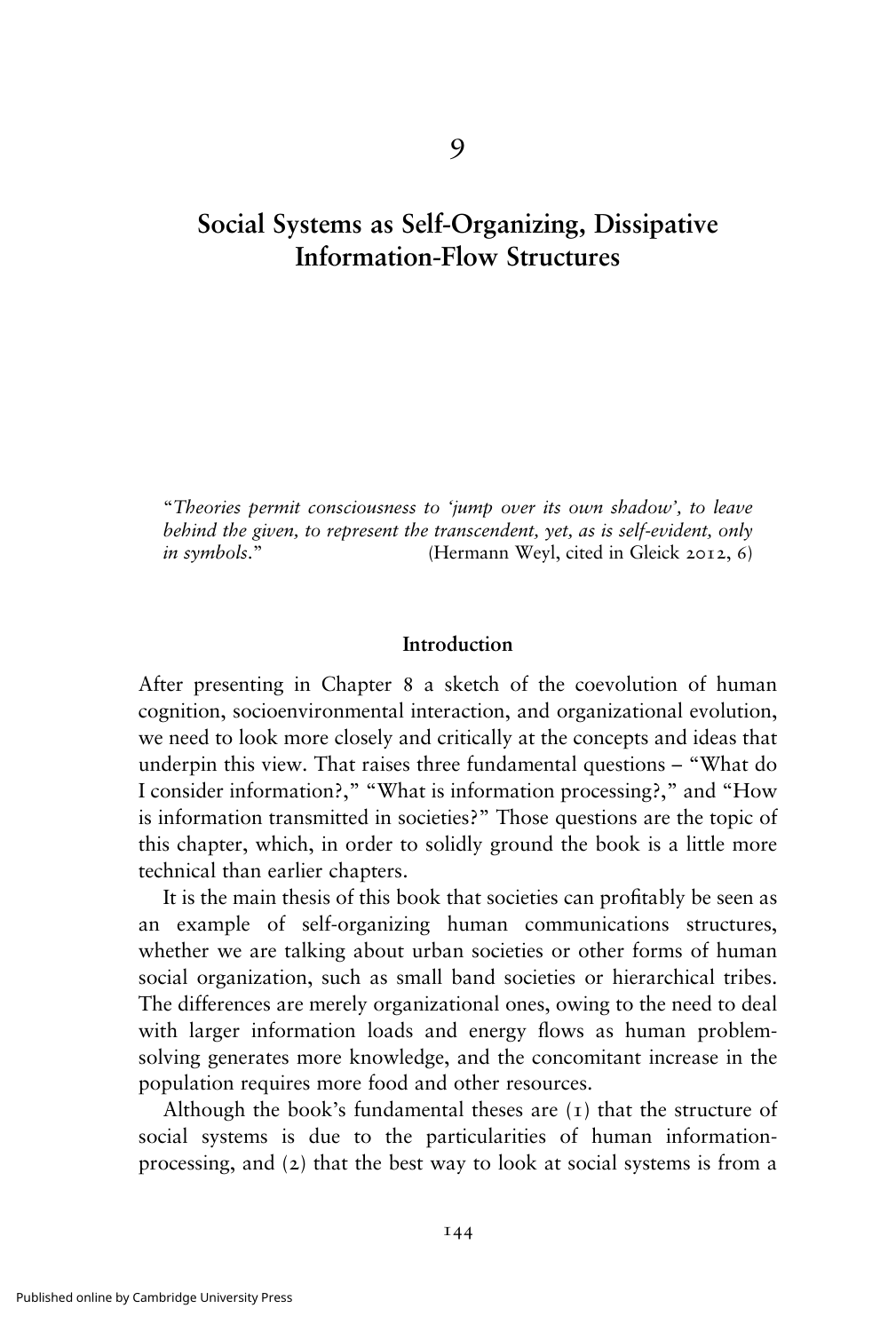# 9

# Social Systems as Self-Organizing, Dissipative Information-Flow Structures

"*Theories permit consciousness to 'jump over its own shadow', to leave behind the given, to represent the transcendent, yet, as is self-evident, only in symbols.*" (Hermann Weyl, cited in Gleick 2012, 6)

## Introduction

After presenting in Chapter 8 a sketch of the coevolution of human cognition, socioenvironmental interaction, and organizational evolution, we need to look more closely and critically at the concepts and ideas that underpin this view. That raises three fundamental questions – "What do I consider information?," "What is information processing?," and "How is information transmitted in societies?" Those questions are the topic of this chapter, which, in order to solidly ground the book is a little more technical than earlier chapters.

It is the main thesis of this book that societies can profitably be seen as an example of self-organizing human communications structures, whether we are talking about urban societies or other forms of human social organization, such as small band societies or hierarchical tribes. The differences are merely organizational ones, owing to the need to deal with larger information loads and energy flows as human problem-solving generates more knowledge, and the concomitant increase in the population requires more food and other resources.

Although the book's fundamental theses are (1) that the structure of social systems is due to the particularities of human information-processing, and (2) that the best way to look at social systems is from a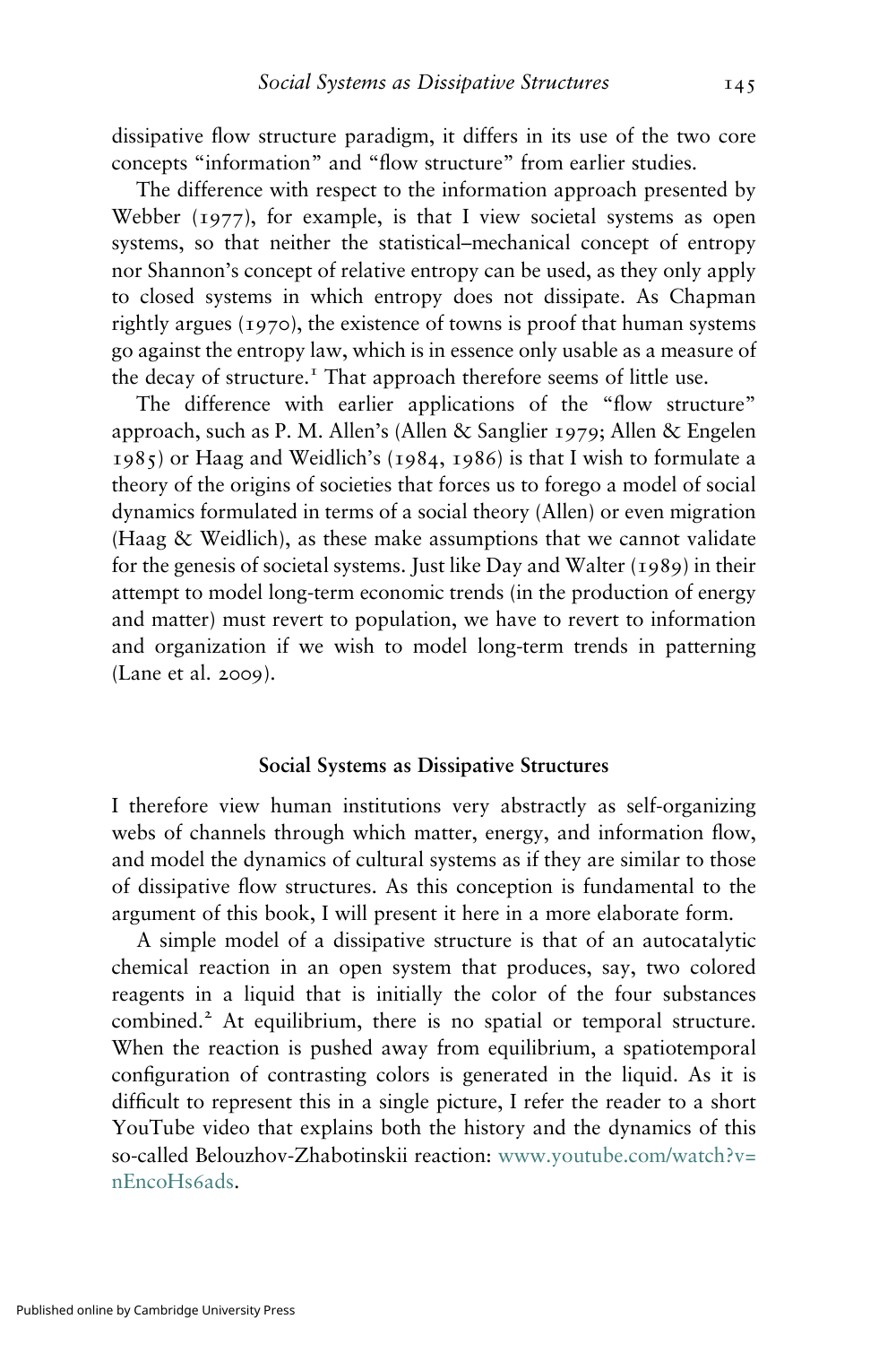dissipative flow structure paradigm, it differs in its use of the two core concepts "information" and "flow structure" from earlier studies.

The difference with respect to the information approach presented by Webber (1977), for example, is that I view societal systems as open systems, so that neither the statistical–mechanical concept of entropy nor Shannon's concept of relative entropy can be used, as they only apply to closed systems in which entropy does not dissipate. As Chapman rightly argues (1970), the existence of towns is proof that human systems go against the entropy law, which is in essence only usable as a measure of the decay of structure.[1] That approach therefore seems of little use.

The difference with earlier applications of the "flow structure" approach, such as P. M. Allen's (Allen & Sanglier 1979; Allen & Engelen 1985) or Haag and Weidlich's (1984, 1986) is that I wish to formulate a theory of the origins of societies that forces us to forego a model of social dynamics formulated in terms of a social theory (Allen) or even migration (Haag & Weidlich), as these make assumptions that we cannot validate for the genesis of societal systems. Just like Day and Walter (1989) in their attempt to model long-term economic trends (in the production of energy and matter) must revert to population, we have to revert to information and organization if we wish to model long-term trends in patterning (Lane et al. 2009).

## Social Systems as Dissipative Structures

I therefore view human institutions very abstractly as self-organizing webs of channels through which matter, energy, and information flow, and model the dynamics of cultural systems as if they are similar to those of dissipative flow structures. As this conception is fundamental to the argument of this book, I will present it here in a more elaborate form.

A simple model of a dissipative structure is that of an autocatalytic chemical reaction in an open system that produces, say, two colored reagents in a liquid that is initially the color of the four substances combined.[2] At equilibrium, there is no spatial or temporal structure. When the reaction is pushed away from equilibrium, a spatiotemporal configuration of contrasting colors is generated in the liquid. As it is difficult to represent this in a single picture, I refer the reader to a short YouTube video that explains both the history and the dynamics of this so-called Belouzhov-Zhabotinskii reaction: www.youtube.com/watch?v=nEncoHs6ads.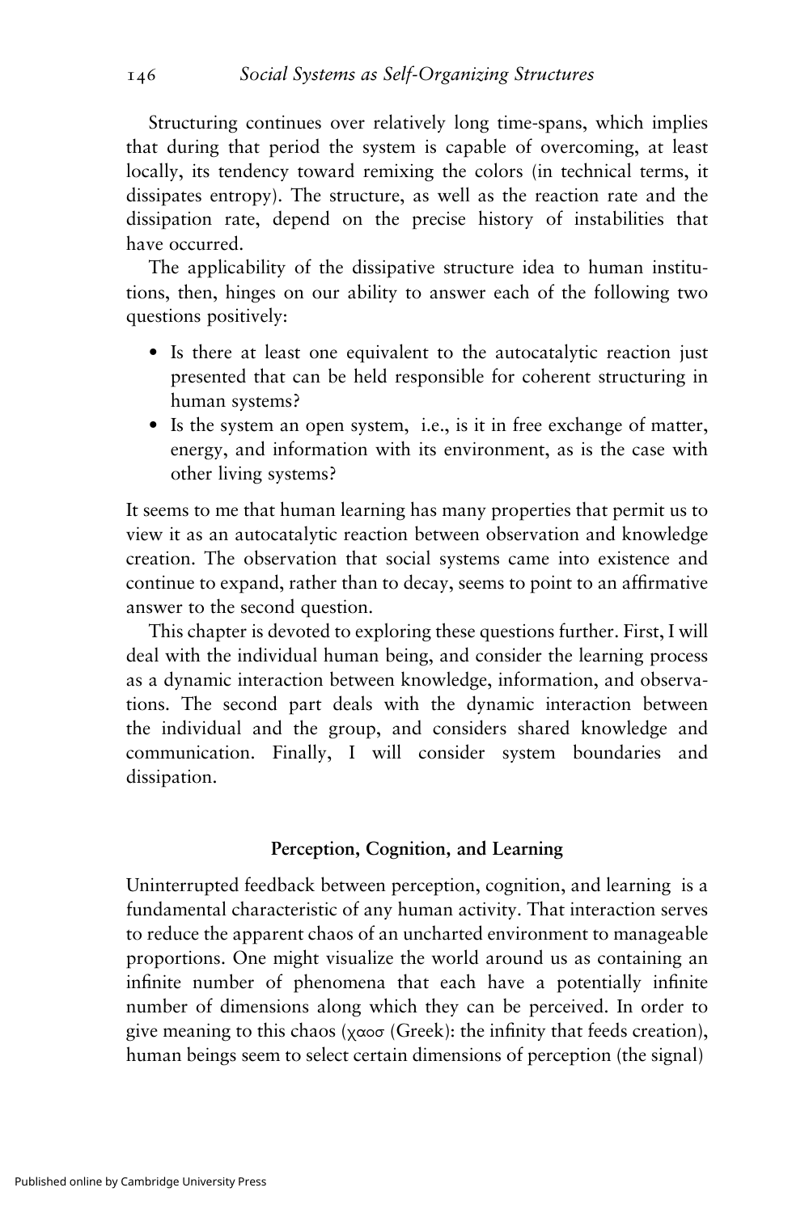Structuring continues over relatively long time-spans, which implies that during that period the system is capable of overcoming, at least locally, its tendency toward remixing the colors (in technical terms, it dissipates entropy). The structure, as well as the reaction rate and the dissipation rate, depend on the precise history of instabilities that have occurred.

The applicability of the dissipative structure idea to human institutions, then, hinges on our ability to answer each of the following two questions positively:

- Is there at least one equivalent to the autocatalytic reaction just presented that can be held responsible for coherent structuring in human systems?
- Is the system an open system, i.e., is it in free exchange of matter, energy, and information with its environment, as is the case with other living systems?

It seems to me that human learning has many properties that permit us to view it as an autocatalytic reaction between observation and knowledge creation. The observation that social systems came into existence and continue to expand, rather than to decay, seems to point to an affirmative answer to the second question.

This chapter is devoted to exploring these questions further. First, I will deal with the individual human being, and consider the learning process as a dynamic interaction between knowledge, information, and observations. The second part deals with the dynamic interaction between the individual and the group, and considers shared knowledge and communication. Finally, I will consider system boundaries and dissipation.

## Perception, Cognition, and Learning

Uninterrupted feedback between perception, cognition, and learning is a fundamental characteristic of any human activity. That interaction serves to reduce the apparent chaos of an uncharted environment to manageable proportions. One might visualize the world around us as containing an infinite number of phenomena that each have a potentially infinite number of dimensions along which they can be perceived. In order to give meaning to this chaos (χαοσ (Greek): the infinity that feeds creation), human beings seem to select certain dimensions of perception (the signal)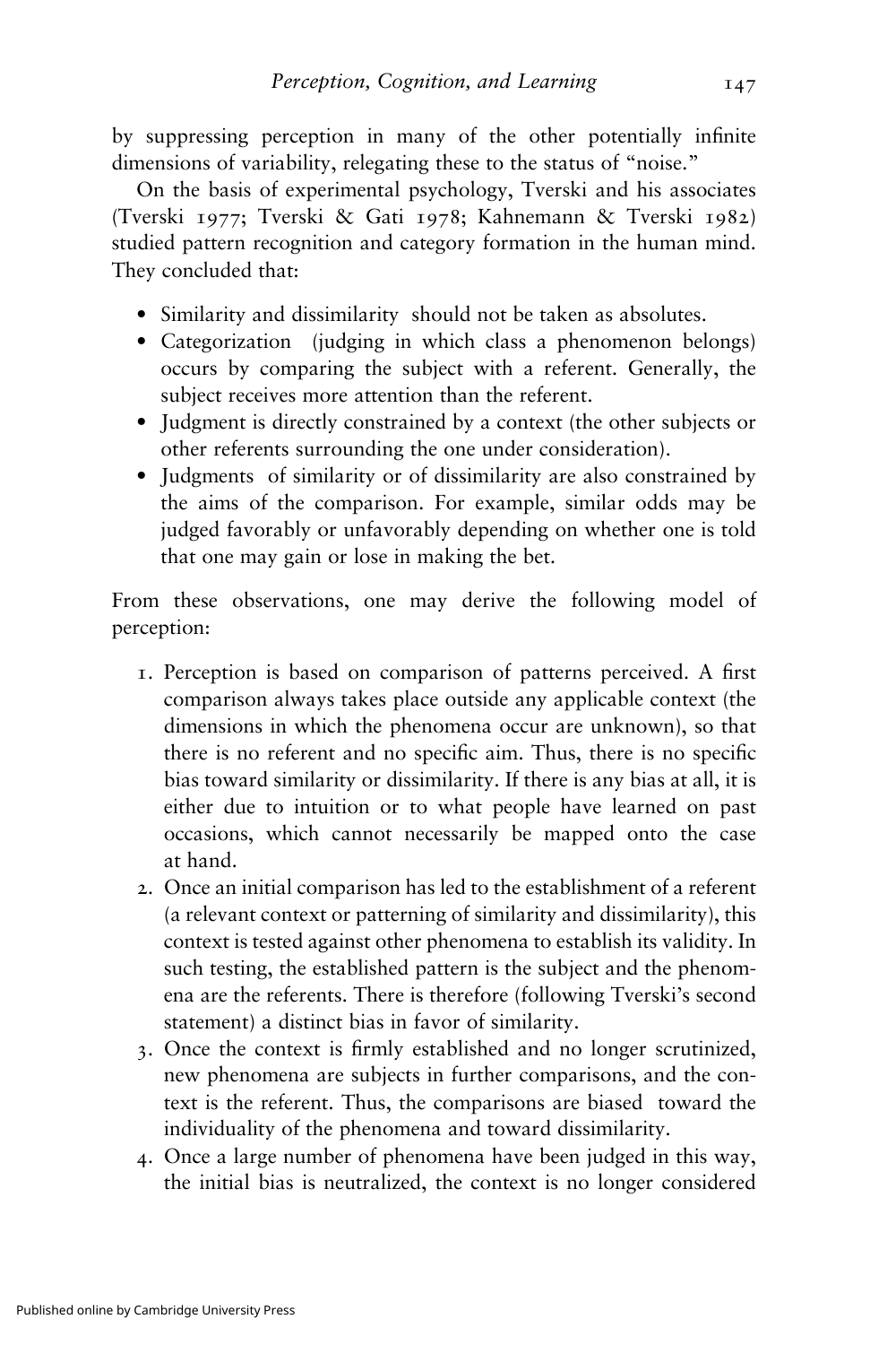by suppressing perception in many of the other potentially infinite dimensions of variability, relegating these to the status of "noise."

On the basis of experimental psychology, Tverski and his associates (Tverski 1977; Tverski & Gati 1978; Kahnemann & Tverski 1982) studied pattern recognition and category formation in the human mind. They concluded that:

- Similarity and dissimilarity should not be taken as absolutes.
- Categorization (judging in which class a phenomenon belongs) occurs by comparing the subject with a referent. Generally, the subject receives more attention than the referent.
- Judgment is directly constrained by a context (the other subjects or other referents surrounding the one under consideration).
- Judgments of similarity or of dissimilarity are also constrained by the aims of the comparison. For example, similar odds may be judged favorably or unfavorably depending on whether one is told that one may gain or lose in making the bet.

From these observations, one may derive the following model of perception:

1. Perception is based on comparison of patterns perceived. A first comparison always takes place outside any applicable context (the dimensions in which the phenomena occur are unknown), so that there is no referent and no specific aim. Thus, there is no specific bias toward similarity or dissimilarity. If there is any bias at all, it is either due to intuition or to what people have learned on past occasions, which cannot necessarily be mapped onto the case at hand.
2. Once an initial comparison has led to the establishment of a referent (a relevant context or patterning of similarity and dissimilarity), this context is tested against other phenomena to establish its validity. In such testing, the established pattern is the subject and the phenomena are the referents. There is therefore (following Tverski's second statement) a distinct bias in favor of similarity.
3. Once the context is firmly established and no longer scrutinized, new phenomena are subjects in further comparisons, and the context is the referent. Thus, the comparisons are biased toward the individuality of the phenomena and toward dissimilarity.
4. Once a large number of phenomena have been judged in this way, the initial bias is neutralized, the context is no longer considered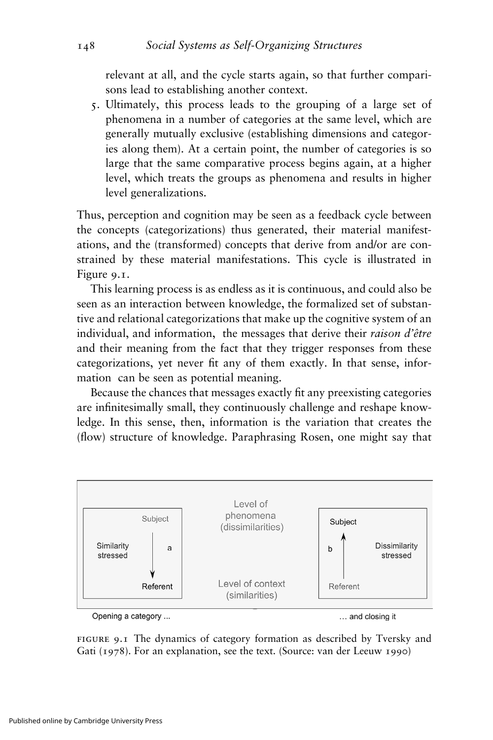relevant at all, and the cycle starts again, so that further comparisons lead to establishing another context.

5. Ultimately, this process leads to the grouping of a large set of phenomena in a number of categories at the same level, which are generally mutually exclusive (establishing dimensions and categories along them). At a certain point, the number of categories is so large that the same comparative process begins again, at a higher level, which treats the groups as phenomena and results in higher level generalizations.

Thus, perception and cognition may be seen as a feedback cycle between the concepts (categorizations) thus generated, their material manifestations, and the (transformed) concepts that derive from and/or are constrained by these material manifestations. This cycle is illustrated in Figure 9.1.

This learning process is as endless as it is continuous, and could also be seen as an interaction between knowledge, the formalized set of substantive and relational categorizations that make up the cognitive system of an individual, and information, the messages that derive their *raison d'être* and their meaning from the fact that they trigger responses from these categorizations, yet never fit any of them exactly. In that sense, information can be seen as potential meaning.

Because the chances that messages exactly fit any preexisting categories are infinitesimally small, they continuously challenge and reshape knowledge. In this sense, then, information is the variation that creates the (flow) structure of knowledge. Paraphrasing Rosen, one might say that

Level of phenomena (dissimilarities)

Similarity stressed — Subject → a → Referent

Dissimilarity stressed — Referent → b → Subject

Level of context (similarities)

Opening a category ... … and closing it

FIGURE 9.1 The dynamics of category formation as described by Tversky and Gati (1978). For an explanation, see the text. (Source: van der Leeuw 1990)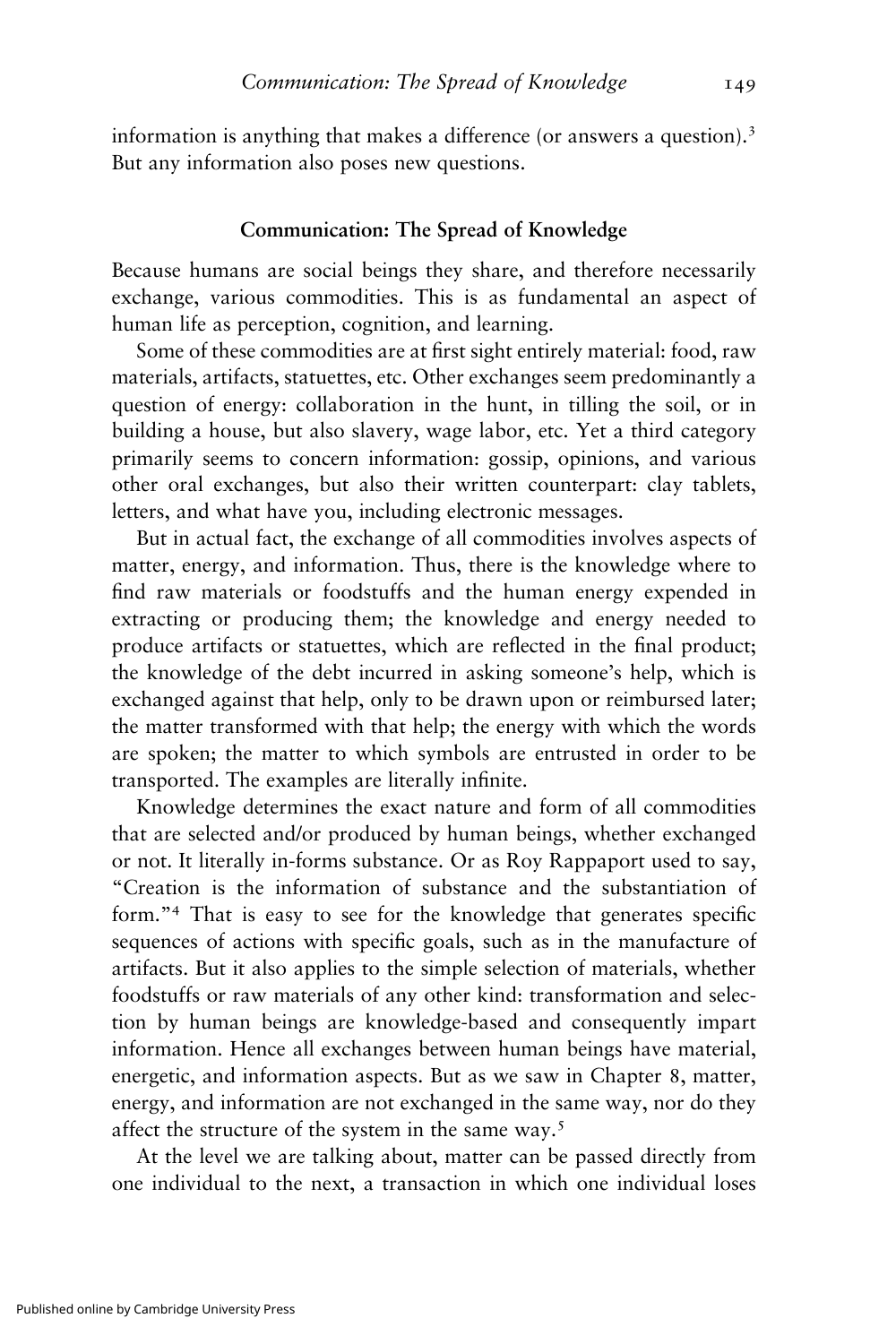information is anything that makes a difference (or answers a question).[3] But any information also poses new questions.

## Communication: The Spread of Knowledge

Because humans are social beings they share, and therefore necessarily exchange, various commodities. This is as fundamental an aspect of human life as perception, cognition, and learning.

Some of these commodities are at first sight entirely material: food, raw materials, artifacts, statuettes, etc. Other exchanges seem predominantly a question of energy: collaboration in the hunt, in tilling the soil, or in building a house, but also slavery, wage labor, etc. Yet a third category primarily seems to concern information: gossip, opinions, and various other oral exchanges, but also their written counterpart: clay tablets, letters, and what have you, including electronic messages.

But in actual fact, the exchange of all commodities involves aspects of matter, energy, and information. Thus, there is the knowledge where to find raw materials or foodstuffs and the human energy expended in extracting or producing them; the knowledge and energy needed to produce artifacts or statuettes, which are reflected in the final product; the knowledge of the debt incurred in asking someone's help, which is exchanged against that help, only to be drawn upon or reimbursed later; the matter transformed with that help; the energy with which the words are spoken; the matter to which symbols are entrusted in order to be transported. The examples are literally infinite.

Knowledge determines the exact nature and form of all commodities that are selected and/or produced by human beings, whether exchanged or not. It literally in-forms substance. Or as Roy Rappaport used to say, "Creation is the information of substance and the substantiation of form."[4] That is easy to see for the knowledge that generates specific sequences of actions with specific goals, such as in the manufacture of artifacts. But it also applies to the simple selection of materials, whether foodstuffs or raw materials of any other kind: transformation and selection by human beings are knowledge-based and consequently impart information. Hence all exchanges between human beings have material, energetic, and information aspects. But as we saw in Chapter 8, matter, energy, and information are not exchanged in the same way, nor do they affect the structure of the system in the same way.[5]

At the level we are talking about, matter can be passed directly from one individual to the next, a transaction in which one individual loses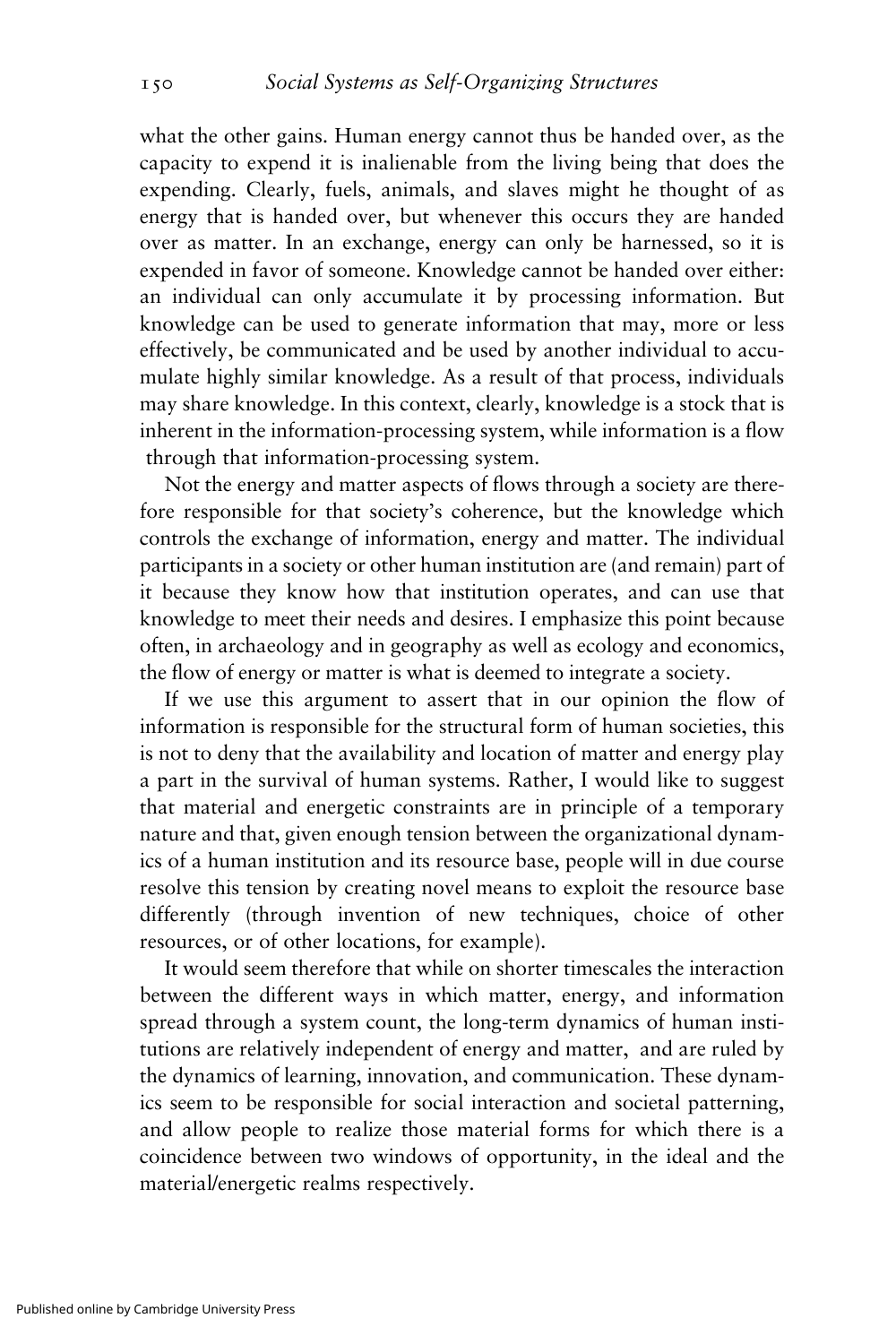what the other gains. Human energy cannot thus be handed over, as the capacity to expend it is inalienable from the living being that does the expending. Clearly, fuels, animals, and slaves might he thought of as energy that is handed over, but whenever this occurs they are handed over as matter. In an exchange, energy can only be harnessed, so it is expended in favor of someone. Knowledge cannot be handed over either: an individual can only accumulate it by processing information. But knowledge can be used to generate information that may, more or less effectively, be communicated and be used by another individual to accumulate highly similar knowledge. As a result of that process, individuals may share knowledge. In this context, clearly, knowledge is a stock that is inherent in the information-processing system, while information is a flow through that information-processing system.

Not the energy and matter aspects of flows through a society are therefore responsible for that society's coherence, but the knowledge which controls the exchange of information, energy and matter. The individual participants in a society or other human institution are (and remain) part of it because they know how that institution operates, and can use that knowledge to meet their needs and desires. I emphasize this point because often, in archaeology and in geography as well as ecology and economics, the flow of energy or matter is what is deemed to integrate a society.

If we use this argument to assert that in our opinion the flow of information is responsible for the structural form of human societies, this is not to deny that the availability and location of matter and energy play a part in the survival of human systems. Rather, I would like to suggest that material and energetic constraints are in principle of a temporary nature and that, given enough tension between the organizational dynamics of a human institution and its resource base, people will in due course resolve this tension by creating novel means to exploit the resource base differently (through invention of new techniques, choice of other resources, or of other locations, for example).

It would seem therefore that while on shorter timescales the interaction between the different ways in which matter, energy, and information spread through a system count, the long-term dynamics of human institutions are relatively independent of energy and matter, and are ruled by the dynamics of learning, innovation, and communication. These dynamics seem to be responsible for social interaction and societal patterning, and allow people to realize those material forms for which there is a coincidence between two windows of opportunity, in the ideal and the material/energetic realms respectively.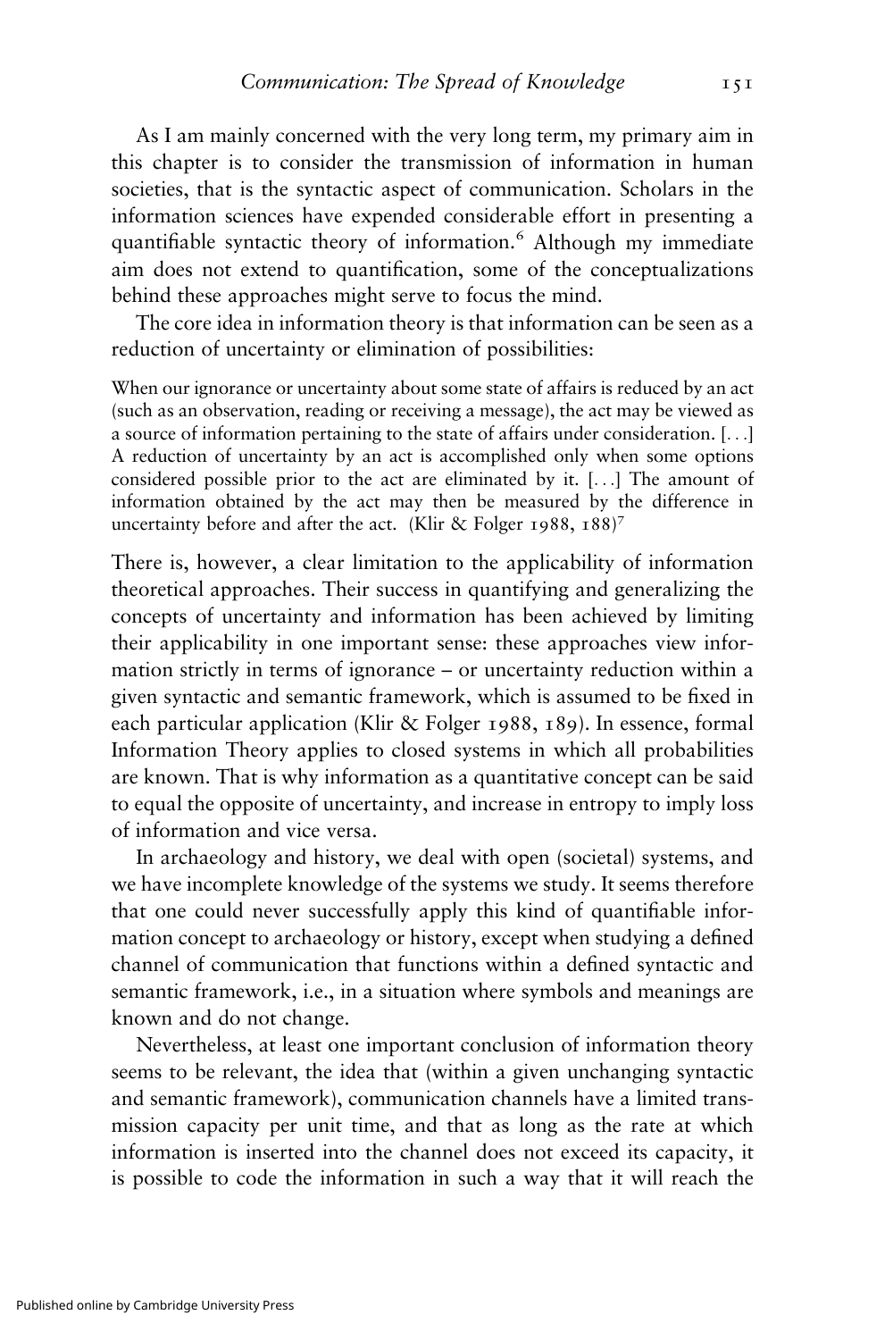As I am mainly concerned with the very long term, my primary aim in this chapter is to consider the transmission of information in human societies, that is the syntactic aspect of communication. Scholars in the information sciences have expended considerable effort in presenting a quantifiable syntactic theory of information.[6] Although my immediate aim does not extend to quantification, some of the conceptualizations behind these approaches might serve to focus the mind.

The core idea in information theory is that information can be seen as a reduction of uncertainty or elimination of possibilities:

> When our ignorance or uncertainty about some state of affairs is reduced by an act (such as an observation, reading or receiving a message), the act may be viewed as a source of information pertaining to the state of affairs under consideration. [...] A reduction of uncertainty by an act is accomplished only when some options considered possible prior to the act are eliminated by it. [...] The amount of information obtained by the act may then be measured by the difference in uncertainty before and after the act. (Klir & Folger 1988, 188)[7]

There is, however, a clear limitation to the applicability of information theoretical approaches. Their success in quantifying and generalizing the concepts of uncertainty and information has been achieved by limiting their applicability in one important sense: these approaches view information strictly in terms of ignorance – or uncertainty reduction within a given syntactic and semantic framework, which is assumed to be fixed in each particular application (Klir & Folger 1988, 189). In essence, formal Information Theory applies to closed systems in which all probabilities are known. That is why information as a quantitative concept can be said to equal the opposite of uncertainty, and increase in entropy to imply loss of information and vice versa.

In archaeology and history, we deal with open (societal) systems, and we have incomplete knowledge of the systems we study. It seems therefore that one could never successfully apply this kind of quantifiable information concept to archaeology or history, except when studying a defined channel of communication that functions within a defined syntactic and semantic framework, i.e., in a situation where symbols and meanings are known and do not change.

Nevertheless, at least one important conclusion of information theory seems to be relevant, the idea that (within a given unchanging syntactic and semantic framework), communication channels have a limited transmission capacity per unit time, and that as long as the rate at which information is inserted into the channel does not exceed its capacity, it is possible to code the information in such a way that it will reach the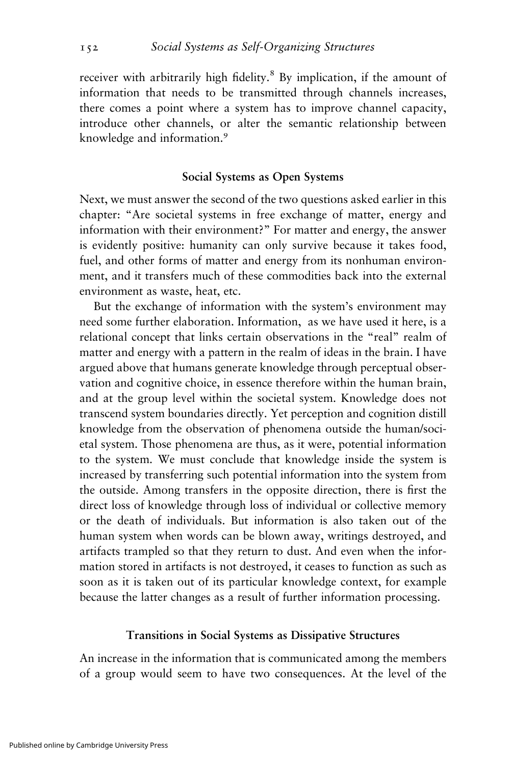receiver with arbitrarily high fidelity.[8] By implication, if the amount of information that needs to be transmitted through channels increases, there comes a point where a system has to improve channel capacity, introduce other channels, or alter the semantic relationship between knowledge and information.[9]

## Social Systems as Open Systems

Next, we must answer the second of the two questions asked earlier in this chapter: "Are societal systems in free exchange of matter, energy and information with their environment?" For matter and energy, the answer is evidently positive: humanity can only survive because it takes food, fuel, and other forms of matter and energy from its nonhuman environment, and it transfers much of these commodities back into the external environment as waste, heat, etc.

But the exchange of information with the system's environment may need some further elaboration. Information, as we have used it here, is a relational concept that links certain observations in the "real" realm of matter and energy with a pattern in the realm of ideas in the brain. I have argued above that humans generate knowledge through perceptual observation and cognitive choice, in essence therefore within the human brain, and at the group level within the societal system. Knowledge does not transcend system boundaries directly. Yet perception and cognition distill knowledge from the observation of phenomena outside the human/societal system. Those phenomena are thus, as it were, potential information to the system. We must conclude that knowledge inside the system is increased by transferring such potential information into the system from the outside. Among transfers in the opposite direction, there is first the direct loss of knowledge through loss of individual or collective memory or the death of individuals. But information is also taken out of the human system when words can be blown away, writings destroyed, and artifacts trampled so that they return to dust. And even when the information stored in artifacts is not destroyed, it ceases to function as such as soon as it is taken out of its particular knowledge context, for example because the latter changes as a result of further information processing.

## Transitions in Social Systems as Dissipative Structures

An increase in the information that is communicated among the members of a group would seem to have two consequences. At the level of the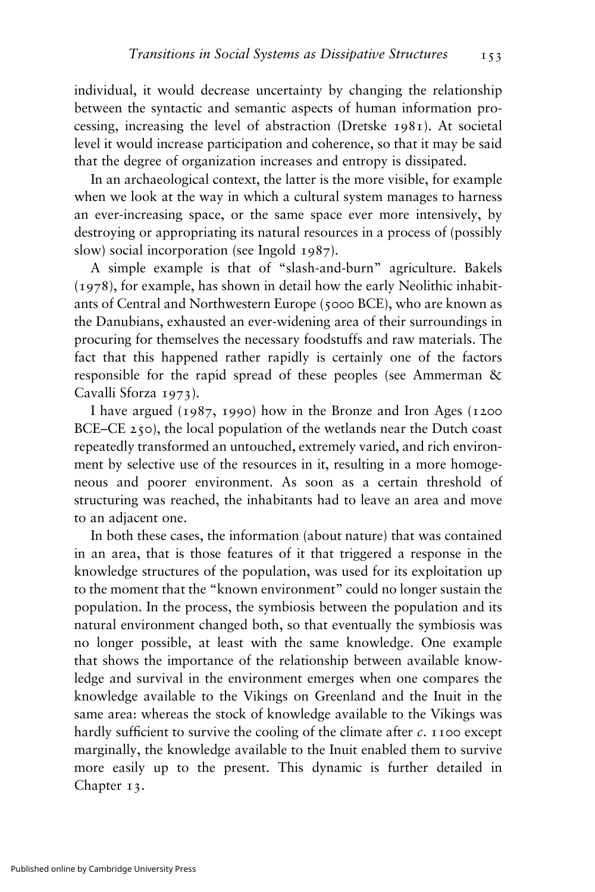individual, it would decrease uncertainty by changing the relationship between the syntactic and semantic aspects of human information processing, increasing the level of abstraction (Dretske 1981). At societal level it would increase participation and coherence, so that it may be said that the degree of organization increases and entropy is dissipated.

In an archaeological context, the latter is the more visible, for example when we look at the way in which a cultural system manages to harness an ever-increasing space, or the same space ever more intensively, by destroying or appropriating its natural resources in a process of (possibly slow) social incorporation (see Ingold 1987).

A simple example is that of "slash-and-burn" agriculture. Bakels (1978), for example, has shown in detail how the early Neolithic inhabitants of Central and Northwestern Europe (5000 BCE), who are known as the Danubians, exhausted an ever-widening area of their surroundings in procuring for themselves the necessary foodstuffs and raw materials. The fact that this happened rather rapidly is certainly one of the factors responsible for the rapid spread of these peoples (see Ammerman & Cavalli Sforza 1973).

I have argued (1987, 1990) how in the Bronze and Iron Ages (1200 BCE–CE 250), the local population of the wetlands near the Dutch coast repeatedly transformed an untouched, extremely varied, and rich environment by selective use of the resources in it, resulting in a more homogeneous and poorer environment. As soon as a certain threshold of structuring was reached, the inhabitants had to leave an area and move to an adjacent one.

In both these cases, the information (about nature) that was contained in an area, that is those features of it that triggered a response in the knowledge structures of the population, was used for its exploitation up to the moment that the "known environment" could no longer sustain the population. In the process, the symbiosis between the population and its natural environment changed both, so that eventually the symbiosis was no longer possible, at least with the same knowledge. One example that shows the importance of the relationship between available knowledge and survival in the environment emerges when one compares the knowledge available to the Vikings on Greenland and the Inuit in the same area: whereas the stock of knowledge available to the Vikings was hardly sufficient to survive the cooling of the climate after *c.* 1100 except marginally, the knowledge available to the Inuit enabled them to survive more easily up to the present. This dynamic is further detailed in Chapter 13.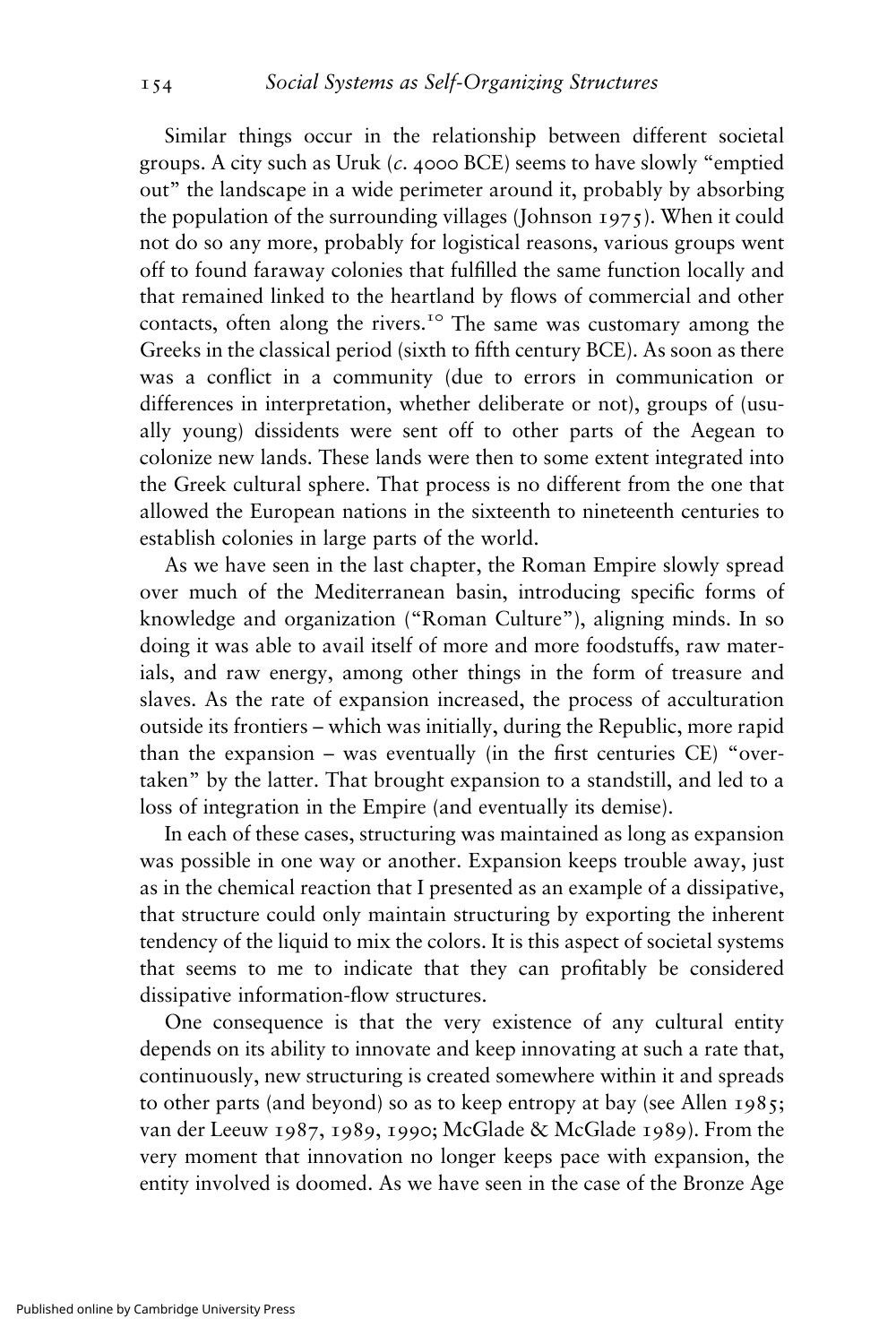Similar things occur in the relationship between different societal groups. A city such as Uruk (*c.* 4000 BCE) seems to have slowly "emptied out" the landscape in a wide perimeter around it, probably by absorbing the population of the surrounding villages (Johnson 1975). When it could not do so any more, probably for logistical reasons, various groups went off to found faraway colonies that fulfilled the same function locally and that remained linked to the heartland by flows of commercial and other contacts, often along the rivers.[10] The same was customary among the Greeks in the classical period (sixth to fifth century BCE). As soon as there was a conflict in a community (due to errors in communication or differences in interpretation, whether deliberate or not), groups of (usually young) dissidents were sent off to other parts of the Aegean to colonize new lands. These lands were then to some extent integrated into the Greek cultural sphere. That process is no different from the one that allowed the European nations in the sixteenth to nineteenth centuries to establish colonies in large parts of the world.

As we have seen in the last chapter, the Roman Empire slowly spread over much of the Mediterranean basin, introducing specific forms of knowledge and organization ("Roman Culture"), aligning minds. In so doing it was able to avail itself of more and more foodstuffs, raw materials, and raw energy, among other things in the form of treasure and slaves. As the rate of expansion increased, the process of acculturation outside its frontiers – which was initially, during the Republic, more rapid than the expansion – was eventually (in the first centuries CE) "overtaken" by the latter. That brought expansion to a standstill, and led to a loss of integration in the Empire (and eventually its demise).

In each of these cases, structuring was maintained as long as expansion was possible in one way or another. Expansion keeps trouble away, just as in the chemical reaction that I presented as an example of a dissipative, that structure could only maintain structuring by exporting the inherent tendency of the liquid to mix the colors. It is this aspect of societal systems that seems to me to indicate that they can profitably be considered dissipative information-flow structures.

One consequence is that the very existence of any cultural entity depends on its ability to innovate and keep innovating at such a rate that, continuously, new structuring is created somewhere within it and spreads to other parts (and beyond) so as to keep entropy at bay (see Allen 1985; van der Leeuw 1987, 1989, 1990; McGlade & McGlade 1989). From the very moment that innovation no longer keeps pace with expansion, the entity involved is doomed. As we have seen in the case of the Bronze Age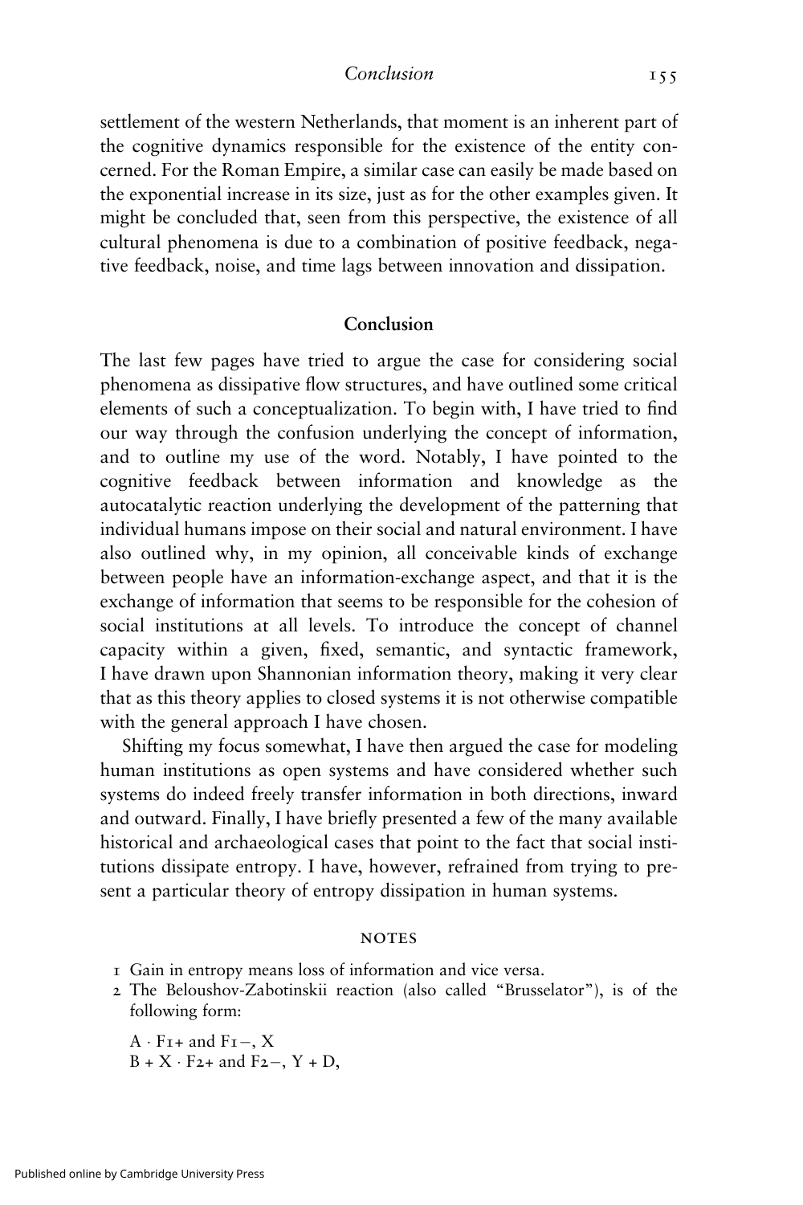settlement of the western Netherlands, that moment is an inherent part of the cognitive dynamics responsible for the existence of the entity concerned. For the Roman Empire, a similar case can easily be made based on the exponential increase in its size, just as for the other examples given. It might be concluded that, seen from this perspective, the existence of all cultural phenomena is due to a combination of positive feedback, negative feedback, noise, and time lags between innovation and dissipation.

## Conclusion

The last few pages have tried to argue the case for considering social phenomena as dissipative flow structures, and have outlined some critical elements of such a conceptualization. To begin with, I have tried to find our way through the confusion underlying the concept of information, and to outline my use of the word. Notably, I have pointed to the cognitive feedback between information and knowledge as the autocatalytic reaction underlying the development of the patterning that individual humans impose on their social and natural environment. I have also outlined why, in my opinion, all conceivable kinds of exchange between people have an information-exchange aspect, and that it is the exchange of information that seems to be responsible for the cohesion of social institutions at all levels. To introduce the concept of channel capacity within a given, fixed, semantic, and syntactic framework, I have drawn upon Shannonian information theory, making it very clear that as this theory applies to closed systems it is not otherwise compatible with the general approach I have chosen.

Shifting my focus somewhat, I have then argued the case for modeling human institutions as open systems and have considered whether such systems do indeed freely transfer information in both directions, inward and outward. Finally, I have briefly presented a few of the many available historical and archaeological cases that point to the fact that social institutions dissipate entropy. I have, however, refrained from trying to present a particular theory of entropy dissipation in human systems.

### NOTES

1 Gain in entropy means loss of information and vice versa.

2 The Beloushov-Zabotinskii reaction (also called "Brusselator"), is of the following form:

$A \cdot F1+$ and $F1-$, $X$
$B + X \cdot F2+$ and $F2-$, $Y + D$,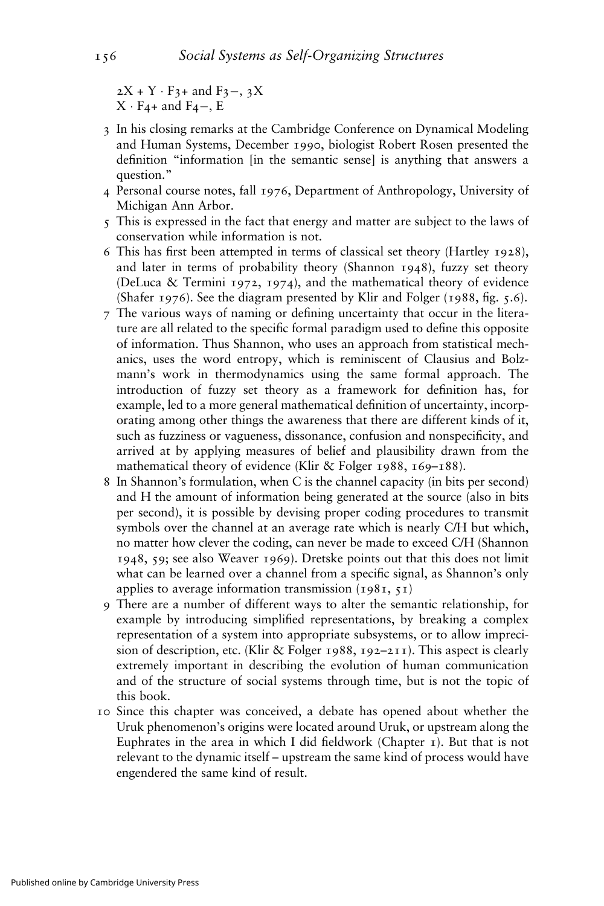$2X + Y \cdot F3+$ and $F3-$, $3X$
$X \cdot F4+$ and $F4-$, E

3 In his closing remarks at the Cambridge Conference on Dynamical Modeling and Human Systems, December 1990, biologist Robert Rosen presented the definition "information [in the semantic sense] is anything that answers a question."

4 Personal course notes, fall 1976, Department of Anthropology, University of Michigan Ann Arbor.

5 This is expressed in the fact that energy and matter are subject to the laws of conservation while information is not.

6 This has first been attempted in terms of classical set theory (Hartley 1928), and later in terms of probability theory (Shannon 1948), fuzzy set theory (DeLuca & Termini 1972, 1974), and the mathematical theory of evidence (Shafer 1976). See the diagram presented by Klir and Folger (1988, fig. 5.6).

7 The various ways of naming or defining uncertainty that occur in the literature are all related to the specific formal paradigm used to define this opposite of information. Thus Shannon, who uses an approach from statistical mechanics, uses the word entropy, which is reminiscent of Clausius and Bolzmann's work in thermodynamics using the same formal approach. The introduction of fuzzy set theory as a framework for definition has, for example, led to a more general mathematical definition of uncertainty, incorporating among other things the awareness that there are different kinds of it, such as fuzziness or vagueness, dissonance, confusion and nonspecificity, and arrived at by applying measures of belief and plausibility drawn from the mathematical theory of evidence (Klir & Folger 1988, 169–188).

8 In Shannon's formulation, when C is the channel capacity (in bits per second) and H the amount of information being generated at the source (also in bits per second), it is possible by devising proper coding procedures to transmit symbols over the channel at an average rate which is nearly C/H but which, no matter how clever the coding, can never be made to exceed C/H (Shannon 1948, 59; see also Weaver 1969). Dretske points out that this does not limit what can be learned over a channel from a specific signal, as Shannon's only applies to average information transmission (1981, 51)

9 There are a number of different ways to alter the semantic relationship, for example by introducing simplified representations, by breaking a complex representation of a system into appropriate subsystems, or to allow imprecision of description, etc. (Klir & Folger 1988, 192–211). This aspect is clearly extremely important in describing the evolution of human communication and of the structure of social systems through time, but is not the topic of this book.

10 Since this chapter was conceived, a debate has opened about whether the Uruk phenomenon's origins were located around Uruk, or upstream along the Euphrates in the area in which I did fieldwork (Chapter 1). But that is not relevant to the dynamic itself – upstream the same kind of process would have engendered the same kind of result.